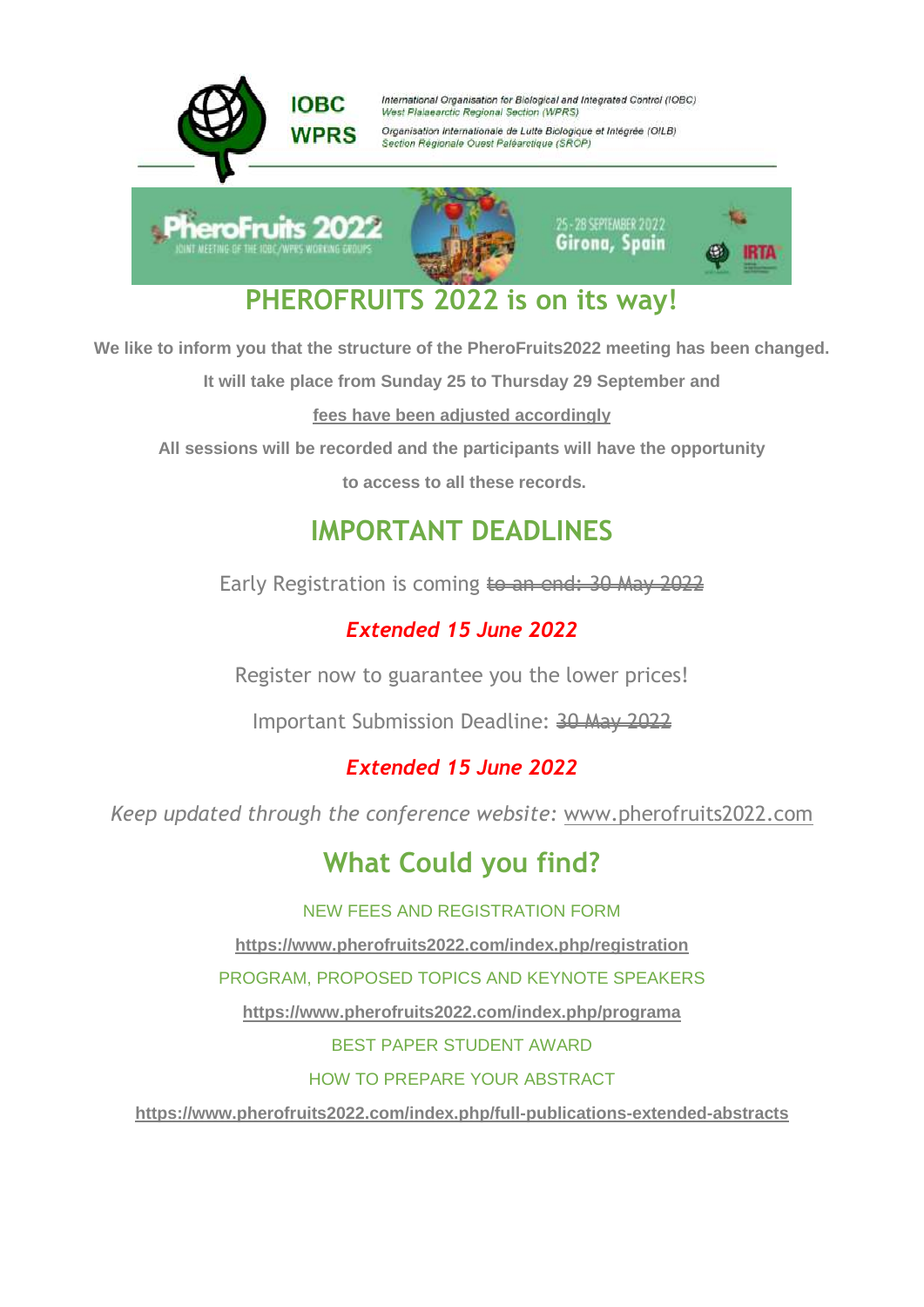IOBC WPRS

International Organisation for Biological and Integrated Control (IOBC)
West Palaearctic Regional Section (WPRS)

Organisation Internationale de Lutte Biologique et Intégrée (OILB)
Section Régionale Ouest Paléarctique (SROP)

PheroFruits 2022 — JOINT MEETING OF THE IOBC/WPRS WORKING GROUPS

25 - 28 SEPTEMBER 2022
Girona, Spain

## PHEROFRUITS 2022 is on its way!

**We like to inform you that the structure of the PheroFruits2022 meeting has been changed.**

**It will take place from Sunday 25 to Thursday 29 September and**

**fees have been adjusted accordingly**

**All sessions will be recorded and the participants will have the opportunity**

**to access to all these records.**

## IMPORTANT DEADLINES

Early Registration is coming ~~to an end: 30 May 2022~~

***Extended 15 June 2022***

Register now to guarantee you the lower prices!

Important Submission Deadline: ~~30 May 2022~~

***Extended 15 June 2022***

*Keep updated through the conference website:* www.pherofruits2022.com

## What Could you find?

NEW FEES AND REGISTRATION FORM

**https://www.pherofruits2022.com/index.php/registration**

PROGRAM, PROPOSED TOPICS AND KEYNOTE SPEAKERS

**https://www.pherofruits2022.com/index.php/programa**

BEST PAPER STUDENT AWARD

HOW TO PREPARE YOUR ABSTRACT

**https://www.pherofruits2022.com/index.php/full-publications-extended-abstracts**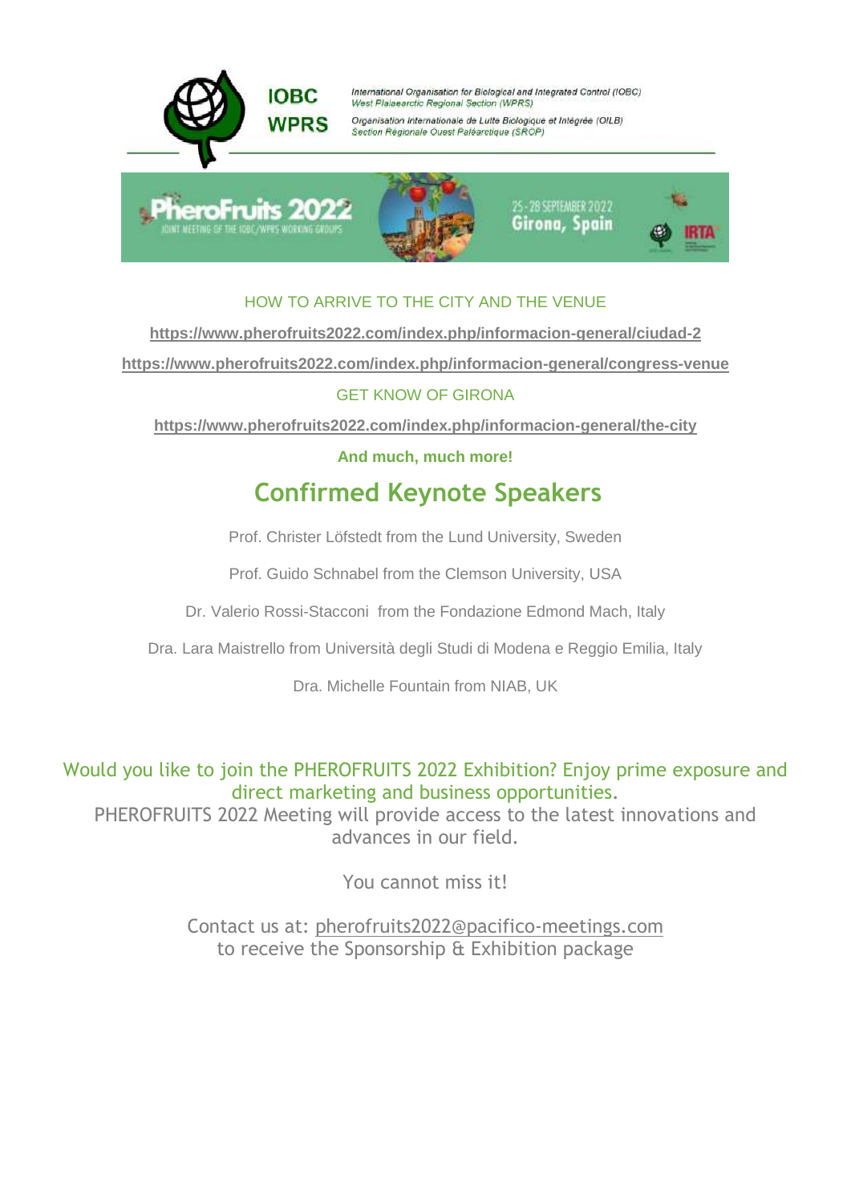IOBC WPRS

International Organisation for Biological and Integrated Control (IOBC)
West Palaearctic Regional Section (WPRS)

Organisation Internationale de Lutte Biologique et Intégrée (OILB)
Section Régionale Ouest Paléarctique (SROP)

PheroFruits 2022
JOINT MEETING OF THE IOBC/WPRS WORKING GROUPS

25 - 28 SEPTEMBER 2022
Girona, Spain

HOW TO ARRIVE TO THE CITY AND THE VENUE

**https://www.pherofruits2022.com/index.php/informacion-general/ciudad-2**

**https://www.pherofruits2022.com/index.php/informacion-general/congress-venue**

GET KNOW OF GIRONA

**https://www.pherofruits2022.com/index.php/informacion-general/the-city**

**And much, much more!**

## Confirmed Keynote Speakers

Prof. Christer Löfstedt from the Lund University, Sweden

Prof. Guido Schnabel from the Clemson University, USA

Dr. Valerio Rossi-Stacconi from the Fondazione Edmond Mach, Italy

Dra. Lara Maistrello from Università degli Studi di Modena e Reggio Emilia, Italy

Dra. Michelle Fountain from NIAB, UK

Would you like to join the PHEROFRUITS 2022 Exhibition? Enjoy prime exposure and direct marketing and business opportunities.
PHEROFRUITS 2022 Meeting will provide access to the latest innovations and advances in our field.

You cannot miss it!

Contact us at: pherofruits2022@pacifico-meetings.com
to receive the Sponsorship & Exhibition package